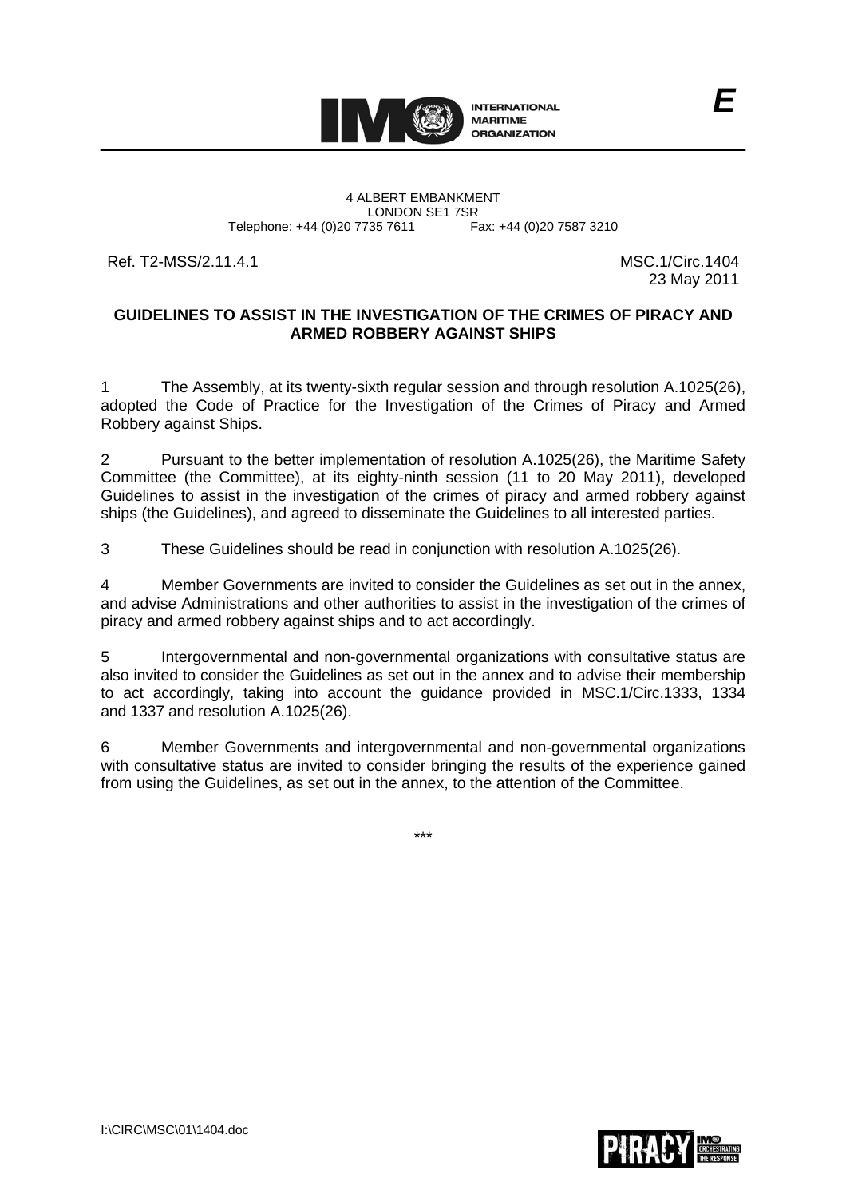E

INTERNATIONAL MARITIME ORGANIZATION

4 ALBERT EMBANKMENT
LONDON SE1 7SR
Telephone: +44 (0)20 7735 7611 Fax: +44 (0)20 7587 3210

Ref. T2-MSS/2.11.4.1

MSC.1/Circ.1404
23 May 2011

## GUIDELINES TO ASSIST IN THE INVESTIGATION OF THE CRIMES OF PIRACY AND ARMED ROBBERY AGAINST SHIPS

1 The Assembly, at its twenty-sixth regular session and through resolution A.1025(26), adopted the Code of Practice for the Investigation of the Crimes of Piracy and Armed Robbery against Ships.

2 Pursuant to the better implementation of resolution A.1025(26), the Maritime Safety Committee (the Committee), at its eighty-ninth session (11 to 20 May 2011), developed Guidelines to assist in the investigation of the crimes of piracy and armed robbery against ships (the Guidelines), and agreed to disseminate the Guidelines to all interested parties.

3 These Guidelines should be read in conjunction with resolution A.1025(26).

4 Member Governments are invited to consider the Guidelines as set out in the annex, and advise Administrations and other authorities to assist in the investigation of the crimes of piracy and armed robbery against ships and to act accordingly.

5 Intergovernmental and non-governmental organizations with consultative status are also invited to consider the Guidelines as set out in the annex and to advise their membership to act accordingly, taking into account the guidance provided in MSC.1/Circ.1333, 1334 and 1337 and resolution A.1025(26).

6 Member Governments and intergovernmental and non-governmental organizations with consultative status are invited to consider bringing the results of the experience gained from using the Guidelines, as set out in the annex, to the attention of the Committee.

\*\*\*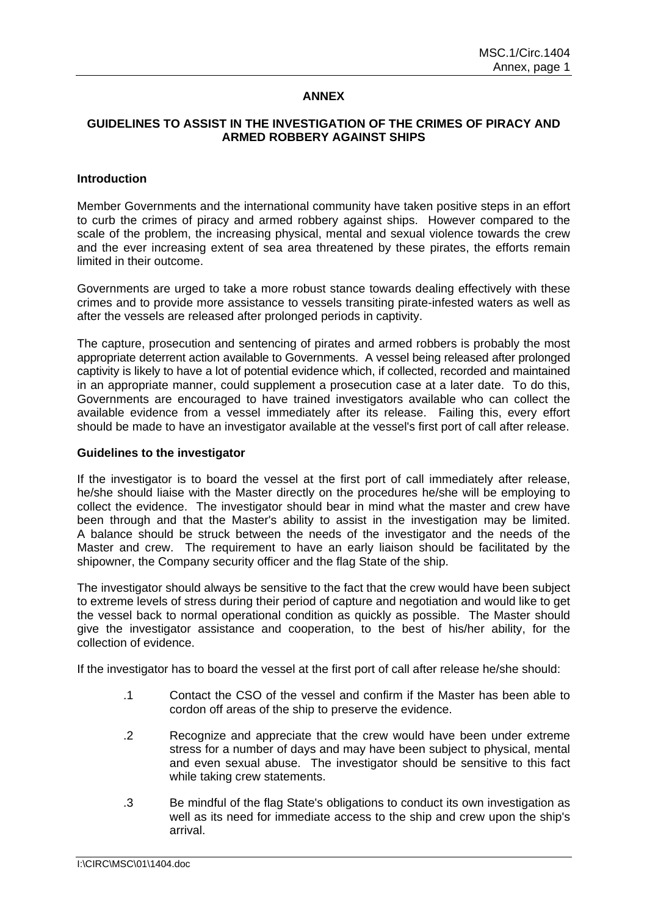# ANNEX

## GUIDELINES TO ASSIST IN THE INVESTIGATION OF THE CRIMES OF PIRACY AND ARMED ROBBERY AGAINST SHIPS

### Introduction

Member Governments and the international community have taken positive steps in an effort to curb the crimes of piracy and armed robbery against ships. However compared to the scale of the problem, the increasing physical, mental and sexual violence towards the crew and the ever increasing extent of sea area threatened by these pirates, the efforts remain limited in their outcome.

Governments are urged to take a more robust stance towards dealing effectively with these crimes and to provide more assistance to vessels transiting pirate-infested waters as well as after the vessels are released after prolonged periods in captivity.

The capture, prosecution and sentencing of pirates and armed robbers is probably the most appropriate deterrent action available to Governments. A vessel being released after prolonged captivity is likely to have a lot of potential evidence which, if collected, recorded and maintained in an appropriate manner, could supplement a prosecution case at a later date. To do this, Governments are encouraged to have trained investigators available who can collect the available evidence from a vessel immediately after its release. Failing this, every effort should be made to have an investigator available at the vessel's first port of call after release.

### Guidelines to the investigator

If the investigator is to board the vessel at the first port of call immediately after release, he/she should liaise with the Master directly on the procedures he/she will be employing to collect the evidence. The investigator should bear in mind what the master and crew have been through and that the Master's ability to assist in the investigation may be limited. A balance should be struck between the needs of the investigator and the needs of the Master and crew. The requirement to have an early liaison should be facilitated by the shipowner, the Company security officer and the flag State of the ship.

The investigator should always be sensitive to the fact that the crew would have been subject to extreme levels of stress during their period of capture and negotiation and would like to get the vessel back to normal operational condition as quickly as possible. The Master should give the investigator assistance and cooperation, to the best of his/her ability, for the collection of evidence.

If the investigator has to board the vessel at the first port of call after release he/she should:

.1 Contact the CSO of the vessel and confirm if the Master has been able to cordon off areas of the ship to preserve the evidence.

.2 Recognize and appreciate that the crew would have been under extreme stress for a number of days and may have been subject to physical, mental and even sexual abuse. The investigator should be sensitive to this fact while taking crew statements.

.3 Be mindful of the flag State's obligations to conduct its own investigation as well as its need for immediate access to the ship and crew upon the ship's arrival.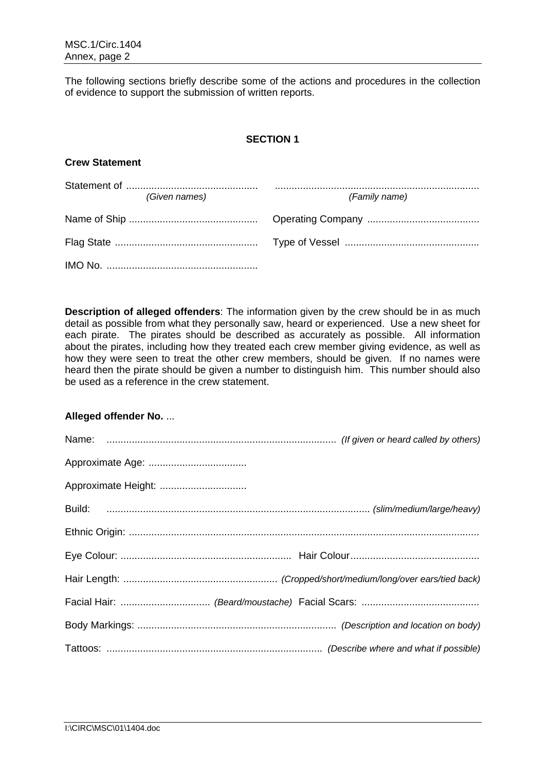The following sections briefly describe some of the actions and procedures in the collection of evidence to support the submission of written reports.

**SECTION 1**

**Crew Statement**

Statement of ............................................... .........................................................................
*(Given names)* *(Family name)*

Name of Ship .............................................. Operating Company ........................................

Flag State ................................................... Type of Vessel ................................................

IMO No. ......................................................

**Description of alleged offenders**: The information given by the crew should be in as much detail as possible from what they personally saw, heard or experienced. Use a new sheet for each pirate. The pirates should be described as accurately as possible. All information about the pirates, including how they treated each crew member giving evidence, as well as how they were seen to treat the other crew members, should be given. If no names were heard then the pirate should be given a number to distinguish him. This number should also be used as a reference in the crew statement.

**Alleged offender No.** ...

Name: .................................................................................. *(If given or heard called by others)*

Approximate Age: ...................................

Approximate Height: ...............................

Build: ............................................................................................. *(slim/medium/large/heavy)*

Ethnic Origin: ...........................................................................................................................

Eye Colour: ............................................................ Hair Colour.............................................

Hair Length: ...................................................... *(Cropped/short/medium/long/over ears/tied back)*

Facial Hair: ................................ *(Beard/moustache)* Facial Scars: ..........................................

Body Markings: ...................................................................... *(Description and location on body)*

Tattoos: ............................................................................ *(Describe where and what if possible)*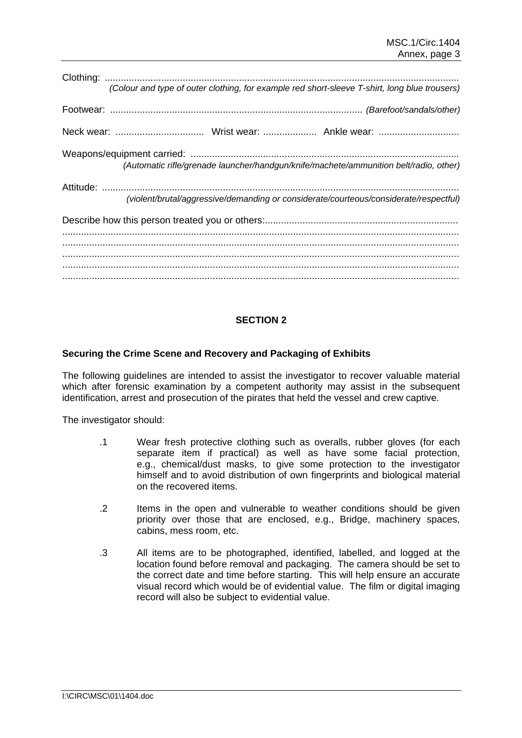Clothing: ....................................................................................................................................
*(Colour and type of outer clothing, for example red short-sleeve T-shirt, long blue trousers)*

Footwear: .............................................................................................. *(Barefoot/sandals/other)*

Neck wear: ................................ Wrist wear: .................... Ankle wear: .............................

Weapons/equipment carried: ....................................................................................................
*(Automatic rifle/grenade launcher/handgun/knife/machete/ammunition belt/radio, other)*

Attitude: ....................................................................................................................................
*(violent/brutal/aggressive/demanding or considerate/courteous/considerate/respectful)*

Describe how this person treated you or others:........................................................................
..................................................................................................................................................
..................................................................................................................................................
..................................................................................................................................................
..................................................................................................................................................
..................................................................................................................................................

## SECTION 2

### Securing the Crime Scene and Recovery and Packaging of Exhibits

The following guidelines are intended to assist the investigator to recover valuable material which after forensic examination by a competent authority may assist in the subsequent identification, arrest and prosecution of the pirates that held the vessel and crew captive.

The investigator should:

.1 Wear fresh protective clothing such as overalls, rubber gloves (for each separate item if practical) as well as have some facial protection, e.g., chemical/dust masks, to give some protection to the investigator himself and to avoid distribution of own fingerprints and biological material on the recovered items.

.2 Items in the open and vulnerable to weather conditions should be given priority over those that are enclosed, e.g., Bridge, machinery spaces, cabins, mess room, etc.

.3 All items are to be photographed, identified, labelled, and logged at the location found before removal and packaging. The camera should be set to the correct date and time before starting. This will help ensure an accurate visual record which would be of evidential value. The film or digital imaging record will also be subject to evidential value.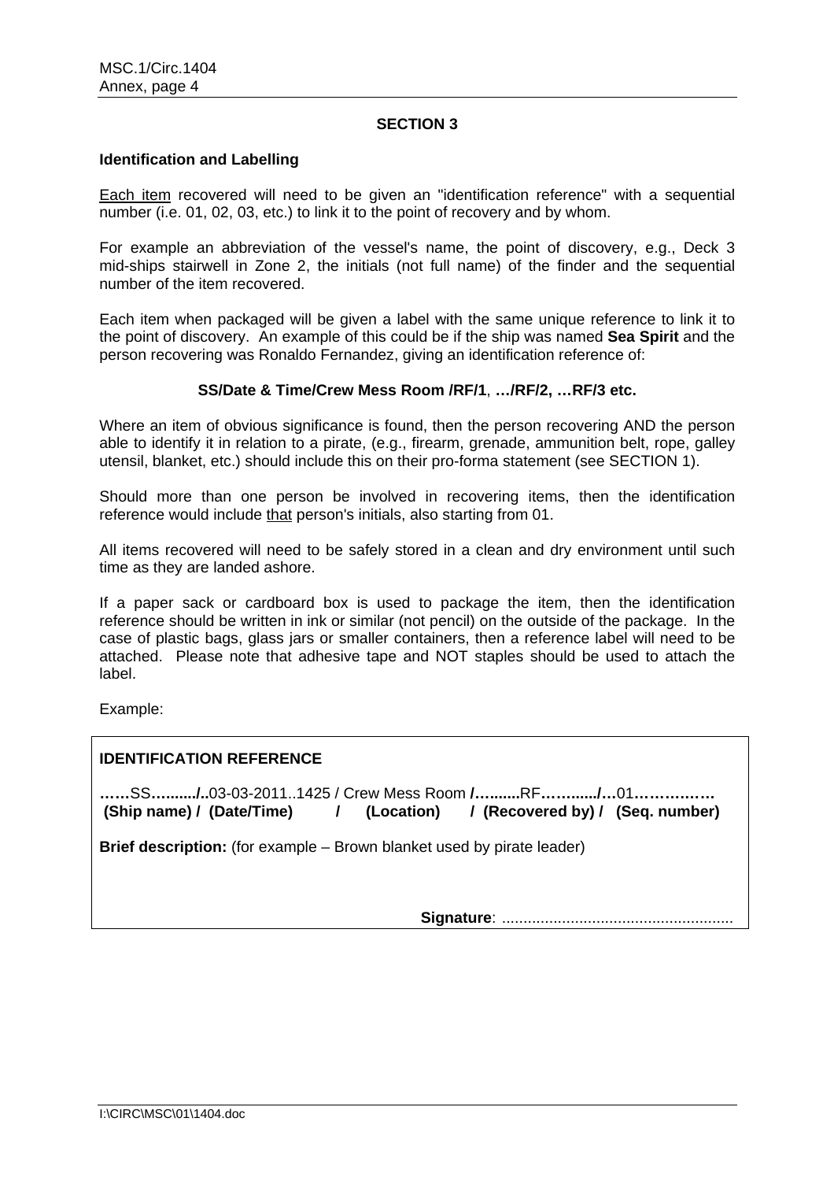**SECTION 3**

**Identification and Labelling**

Each item recovered will need to be given an "identification reference" with a sequential number (i.e. 01, 02, 03, etc.) to link it to the point of recovery and by whom.

For example an abbreviation of the vessel's name, the point of discovery, e.g., Deck 3 mid-ships stairwell in Zone 2, the initials (not full name) of the finder and the sequential number of the item recovered.

Each item when packaged will be given a label with the same unique reference to link it to the point of discovery. An example of this could be if the ship was named **Sea Spirit** and the person recovering was Ronaldo Fernandez, giving an identification reference of:

**SS/Date & Time/Crew Mess Room /RF/1**, **…/RF/2, …RF/3 etc.**

Where an item of obvious significance is found, then the person recovering AND the person able to identify it in relation to a pirate, (e.g., firearm, grenade, ammunition belt, rope, galley utensil, blanket, etc.) should include this on their pro-forma statement (see SECTION 1).

Should more than one person be involved in recovering items, then the identification reference would include that person's initials, also starting from 01.

All items recovered will need to be safely stored in a clean and dry environment until such time as they are landed ashore.

If a paper sack or cardboard box is used to package the item, then the identification reference should be written in ink or similar (not pencil) on the outside of the package. In the case of plastic bags, glass jars or smaller containers, then a reference label will need to be attached. Please note that adhesive tape and NOT staples should be used to attach the label.

Example:

**IDENTIFICATION REFERENCE**

**……**SS**…......../..**03-03-2011..1425 / Crew Mess Room **/…........**RF**……....../…**01**……………**
**(Ship name) / (Date/Time) / (Location) / (Recovered by) / (Seq. number)**

**Brief description:** (for example – Brown blanket used by pirate leader)

**Signature**: ......................................................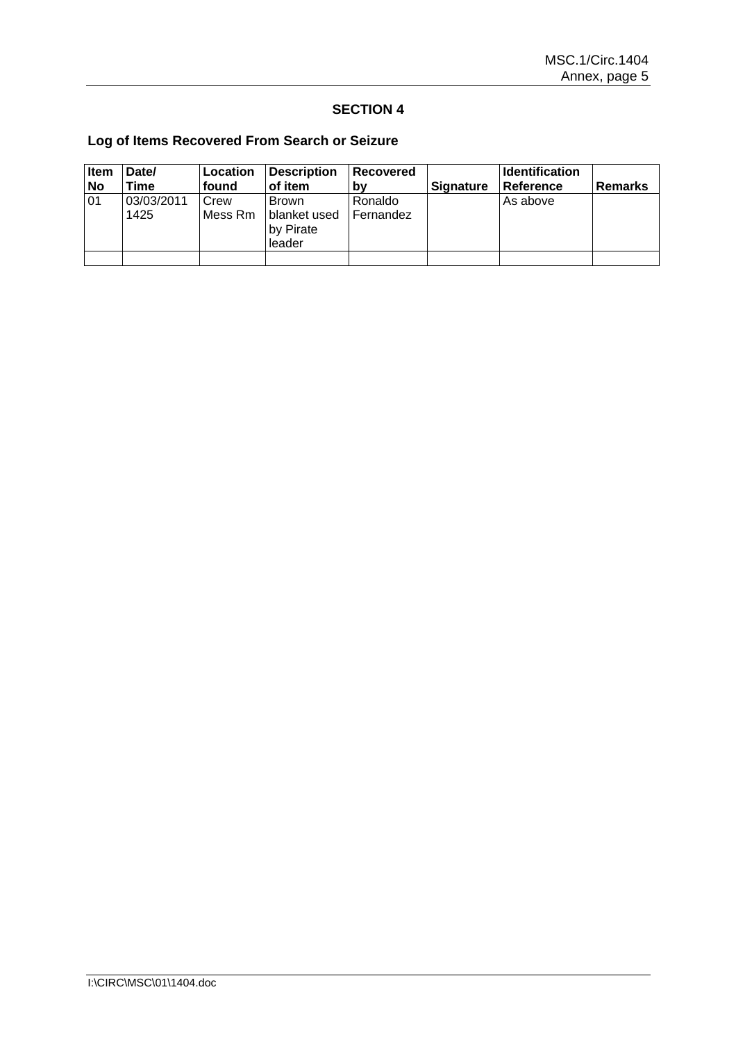## SECTION 4

### Log of Items Recovered From Search or Seizure

| Item No | Date/ Time | Location found | Description of item | Recovered by | Signature | Identification Reference | Remarks |
|---|---|---|---|---|---|---|---|
| 01 | 03/03/2011 1425 | Crew Mess Rm | Brown blanket used by Pirate leader | Ronaldo Fernandez | | As above | |
| | | | | | | | |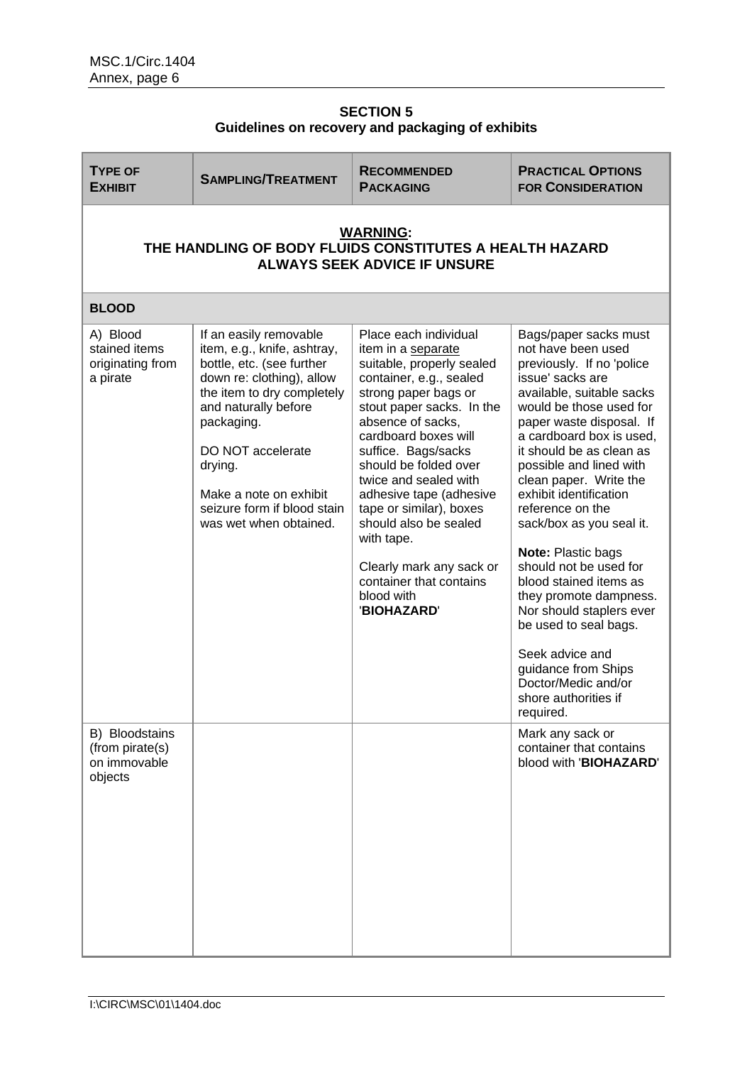## SECTION 5
## Guidelines on recovery and packaging of exhibits

| TYPE OF EXHIBIT | SAMPLING/TREATMENT | RECOMMENDED PACKAGING | PRACTICAL OPTIONS FOR CONSIDERATION |
|---|---|---|---|
| **WARNING: THE HANDLING OF BODY FLUIDS CONSTITUTES A HEALTH HAZARD ALWAYS SEEK ADVICE IF UNSURE** | | | |
| **BLOOD** | | | |
| A) Blood stained items originating from a pirate | If an easily removable item, e.g., knife, ashtray, bottle, etc. (see further down re: clothing), allow the item to dry completely and naturally before packaging.<br><br>DO NOT accelerate drying.<br><br>Make a note on exhibit seizure form if blood stain was wet when obtained. | Place each individual item in a separate suitable, properly sealed container, e.g., sealed strong paper bags or stout paper sacks. In the absence of sacks, cardboard boxes will suffice. Bags/sacks should be folded over twice and sealed with adhesive tape (adhesive tape or similar), boxes should also be sealed with tape.<br><br>Clearly mark any sack or container that contains blood with '**BIOHAZARD**' | Bags/paper sacks must not have been used previously. If no 'police issue' sacks are available, suitable sacks would be those used for paper waste disposal. If a cardboard box is used, it should be as clean as possible and lined with clean paper. Write the exhibit identification reference on the sack/box as you seal it.<br><br>**Note:** Plastic bags should not be used for blood stained items as they promote dampness. Nor should staplers ever be used to seal bags.<br><br>Seek advice and guidance from Ships Doctor/Medic and/or shore authorities if required. |
| B) Bloodstains (from pirate(s) on immovable objects | | | Mark any sack or container that contains blood with '**BIOHAZARD**' |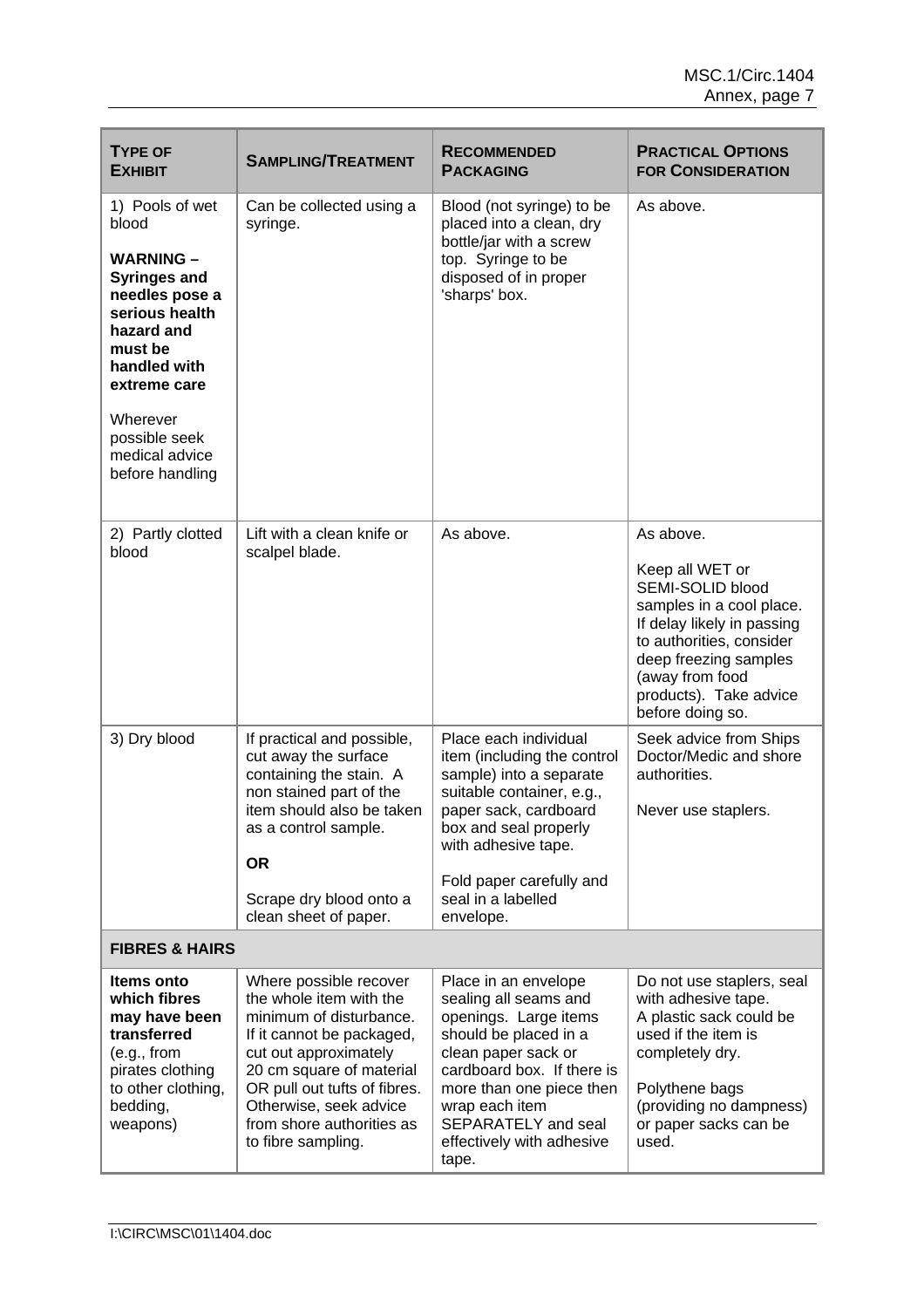| TYPE OF EXHIBIT | SAMPLING/TREATMENT | RECOMMENDED PACKAGING | PRACTICAL OPTIONS FOR CONSIDERATION |
|---|---|---|---|
| 1) Pools of wet blood<br><br>**WARNING – Syringes and needles pose a serious health hazard and must be handled with extreme care**<br><br>Wherever possible seek medical advice before handling | Can be collected using a syringe. | Blood (not syringe) to be placed into a clean, dry bottle/jar with a screw top. Syringe to be disposed of in proper 'sharps' box. | As above. |
| 2) Partly clotted blood | Lift with a clean knife or scalpel blade. | As above. | As above.<br><br>Keep all WET or SEMI-SOLID blood samples in a cool place. If delay likely in passing to authorities, consider deep freezing samples (away from food products). Take advice before doing so. |
| 3) Dry blood | If practical and possible, cut away the surface containing the stain. A non stained part of the item should also be taken as a control sample.<br><br>**OR**<br><br>Scrape dry blood onto a clean sheet of paper. | Place each individual item (including the control sample) into a separate suitable container, e.g., paper sack, cardboard box and seal properly with adhesive tape.<br><br>Fold paper carefully and seal in a labelled envelope. | Seek advice from Ships Doctor/Medic and shore authorities.<br><br>Never use staplers. |
| **FIBRES & HAIRS** | | | |
| **Items onto which fibres may have been transferred** (e.g., from pirates clothing to other clothing, bedding, weapons) | Where possible recover the whole item with the minimum of disturbance. If it cannot be packaged, cut out approximately 20 cm square of material OR pull out tufts of fibres. Otherwise, seek advice from shore authorities as to fibre sampling. | Place in an envelope sealing all seams and openings. Large items should be placed in a clean paper sack or cardboard box. If there is more than one piece then wrap each item SEPARATELY and seal effectively with adhesive tape. | Do not use staplers, seal with adhesive tape. A plastic sack could be used if the item is completely dry.<br><br>Polythene bags (providing no dampness) or paper sacks can be used. |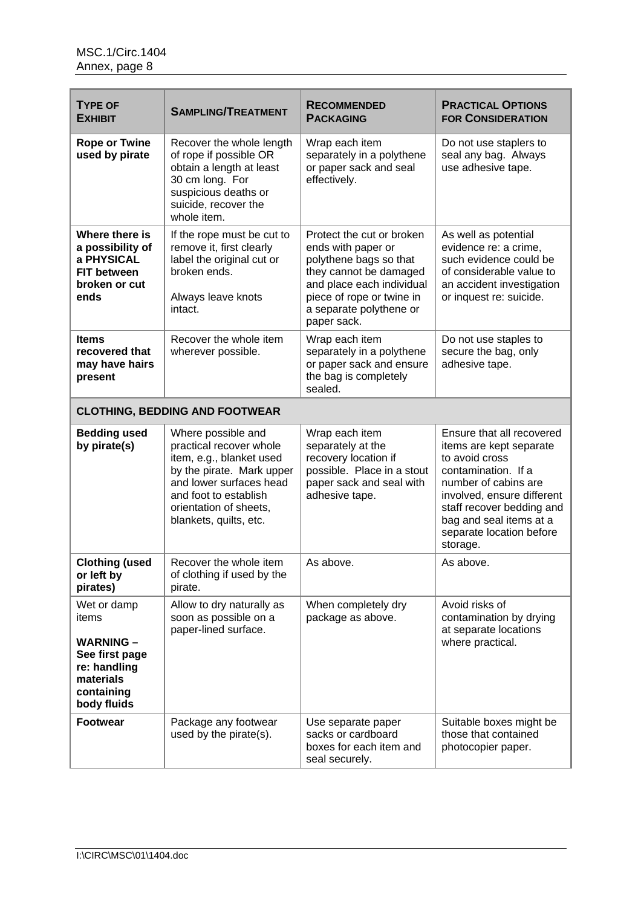| **TYPE OF EXHIBIT** | **SAMPLING/TREATMENT** | **RECOMMENDED PACKAGING** | **PRACTICAL OPTIONS FOR CONSIDERATION** |
|---|---|---|---|
| **Rope or Twine used by pirate** | Recover the whole length of rope if possible OR obtain a length at least 30 cm long. For suspicious deaths or suicide, recover the whole item. | Wrap each item separately in a polythene or paper sack and seal effectively. | Do not use staplers to seal any bag. Always use adhesive tape. |
| **Where there is a possibility of a PHYSICAL FIT between broken or cut ends** | If the rope must be cut to remove it, first clearly label the original cut or broken ends.<br><br>Always leave knots intact. | Protect the cut or broken ends with paper or polythene bags so that they cannot be damaged and place each individual piece of rope or twine in a separate polythene or paper sack. | As well as potential evidence re: a crime, such evidence could be of considerable value to an accident investigation or inquest re: suicide. |
| **Items recovered that may have hairs present** | Recover the whole item wherever possible. | Wrap each item separately in a polythene or paper sack and ensure the bag is completely sealed. | Do not use staples to secure the bag, only adhesive tape. |
| **CLOTHING, BEDDING AND FOOTWEAR** | | | |
| **Bedding used by pirate(s)** | Where possible and practical recover whole item, e.g., blanket used by the pirate. Mark upper and lower surfaces head and foot to establish orientation of sheets, blankets, quilts, etc. | Wrap each item separately at the recovery location if possible. Place in a stout paper sack and seal with adhesive tape. | Ensure that all recovered items are kept separate to avoid cross contamination. If a number of cabins are involved, ensure different staff recover bedding and bag and seal items at a separate location before storage. |
| **Clothing (used or left by pirates)** | Recover the whole item of clothing if used by the pirate. | As above. | As above. |
| Wet or damp items<br><br>**WARNING – See first page re: handling materials containing body fluids** | Allow to dry naturally as soon as possible on a paper-lined surface. | When completely dry package as above. | Avoid risks of contamination by drying at separate locations where practical. |
| **Footwear** | Package any footwear used by the pirate(s). | Use separate paper sacks or cardboard boxes for each item and seal securely. | Suitable boxes might be those that contained photocopier paper. |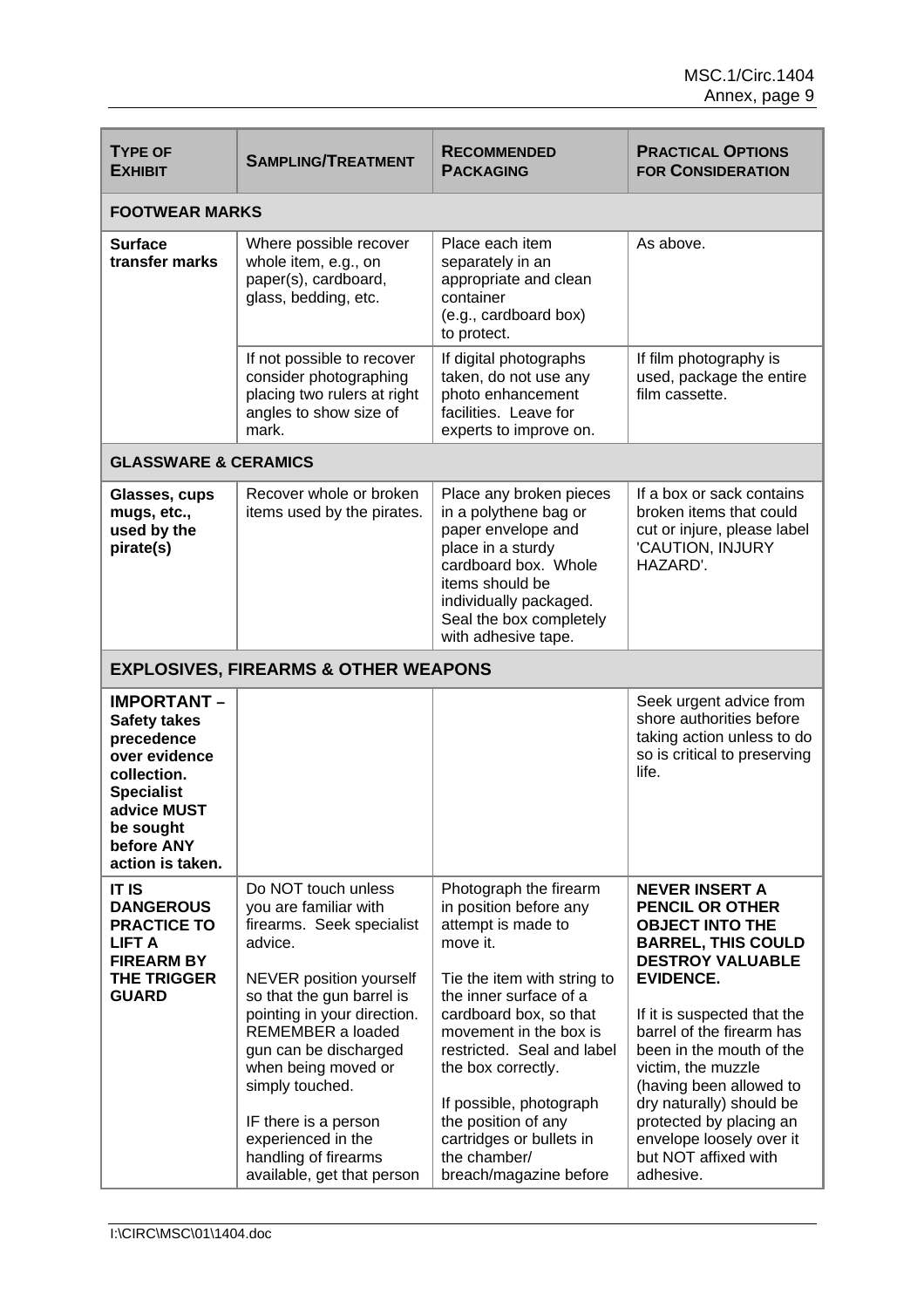| **TYPE OF EXHIBIT** | **SAMPLING/TREATMENT** | **RECOMMENDED PACKAGING** | **PRACTICAL OPTIONS FOR CONSIDERATION** |
|---|---|---|---|
| **FOOTWEAR MARKS** | | | |
| **Surface transfer marks** | Where possible recover whole item, e.g., on paper(s), cardboard, glass, bedding, etc. | Place each item separately in an appropriate and clean container (e.g., cardboard box) to protect. | As above. |
| | If not possible to recover consider photographing placing two rulers at right angles to show size of mark. | If digital photographs taken, do not use any photo enhancement facilities. Leave for experts to improve on. | If film photography is used, package the entire film cassette. |
| **GLASSWARE & CERAMICS** | | | |
| **Glasses, cups mugs, etc., used by the pirate(s)** | Recover whole or broken items used by the pirates. | Place any broken pieces in a polythene bag or paper envelope and place in a sturdy cardboard box. Whole items should be individually packaged. Seal the box completely with adhesive tape. | If a box or sack contains broken items that could cut or injure, please label 'CAUTION, INJURY HAZARD'. |
| **EXPLOSIVES, FIREARMS & OTHER WEAPONS** | | | |
| **IMPORTANT – Safety takes precedence over evidence collection. Specialist advice MUST be sought before ANY action is taken.** | | | Seek urgent advice from shore authorities before taking action unless to do so is critical to preserving life. |
| **IT IS DANGEROUS PRACTICE TO LIFT A FIREARM BY THE TRIGGER GUARD** | Do NOT touch unless you are familiar with firearms. Seek specialist advice.<br><br>NEVER position yourself so that the gun barrel is pointing in your direction. REMEMBER a loaded gun can be discharged when being moved or simply touched.<br><br>IF there is a person experienced in the handling of firearms available, get that person | Photograph the firearm in position before any attempt is made to move it.<br><br>Tie the item with string to the inner surface of a cardboard box, so that movement in the box is restricted. Seal and label the box correctly.<br><br>If possible, photograph the position of any cartridges or bullets in the chamber/ breach/magazine before | **NEVER INSERT A PENCIL OR OTHER OBJECT INTO THE BARREL, THIS COULD DESTROY VALUABLE EVIDENCE.**<br><br>If it is suspected that the barrel of the firearm has been in the mouth of the victim, the muzzle (having been allowed to dry naturally) should be protected by placing an envelope loosely over it but NOT affixed with adhesive. |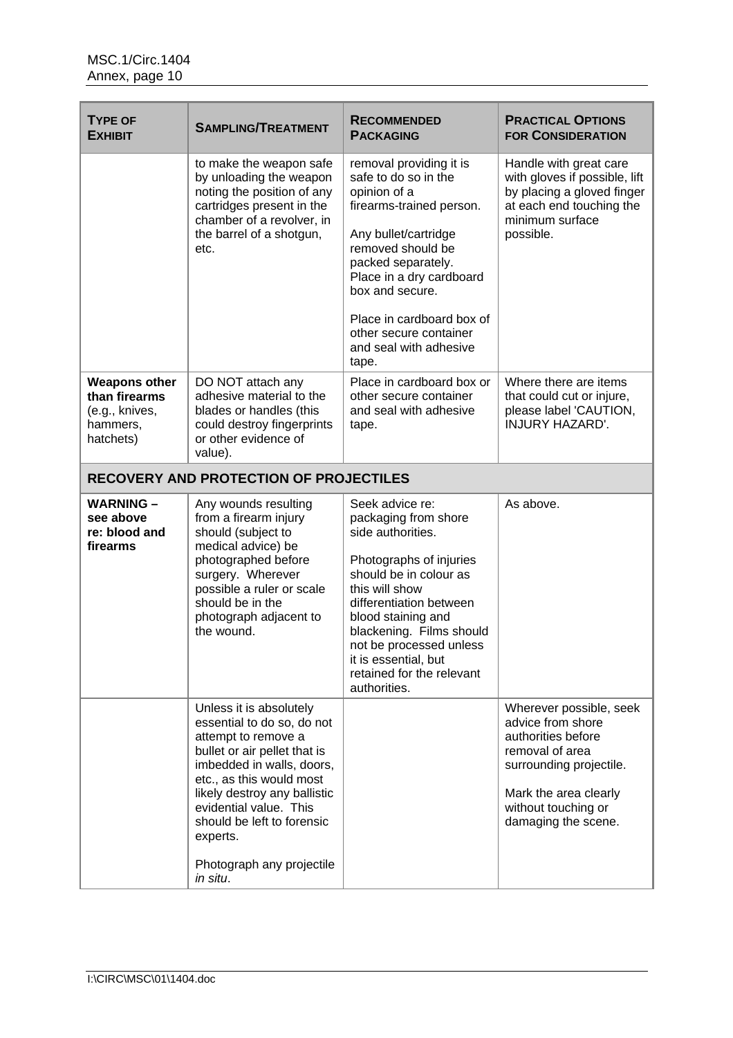| TYPE OF EXHIBIT | SAMPLING/TREATMENT | RECOMMENDED PACKAGING | PRACTICAL OPTIONS FOR CONSIDERATION |
|---|---|---|---|
| | to make the weapon safe by unloading the weapon noting the position of any cartridges present in the chamber of a revolver, in the barrel of a shotgun, etc. | removal providing it is safe to do so in the opinion of a firearms-trained person.<br><br>Any bullet/cartridge removed should be packed separately. Place in a dry cardboard box and secure.<br><br>Place in cardboard box of other secure container and seal with adhesive tape. | Handle with great care with gloves if possible, lift by placing a gloved finger at each end touching the minimum surface possible. |
| **Weapons other than firearms** (e.g., knives, hammers, hatchets) | DO NOT attach any adhesive material to the blades or handles (this could destroy fingerprints or other evidence of value). | Place in cardboard box or other secure container and seal with adhesive tape. | Where there are items that could cut or injure, please label 'CAUTION, INJURY HAZARD'. |
| **RECOVERY AND PROTECTION OF PROJECTILES** | | | |
| **WARNING – see above re: blood and firearms** | Any wounds resulting from a firearm injury should (subject to medical advice) be photographed before surgery. Wherever possible a ruler or scale should be in the photograph adjacent to the wound. | Seek advice re: packaging from shore side authorities.<br><br>Photographs of injuries should be in colour as this will show differentiation between blood staining and blackening. Films should not be processed unless it is essential, but retained for the relevant authorities. | As above. |
| | Unless it is absolutely essential to do so, do not attempt to remove a bullet or air pellet that is imbedded in walls, doors, etc., as this would most likely destroy any ballistic evidential value. This should be left to forensic experts.<br><br>Photograph any projectile *in situ*. | | Wherever possible, seek advice from shore authorities before removal of area surrounding projectile.<br><br>Mark the area clearly without touching or damaging the scene. |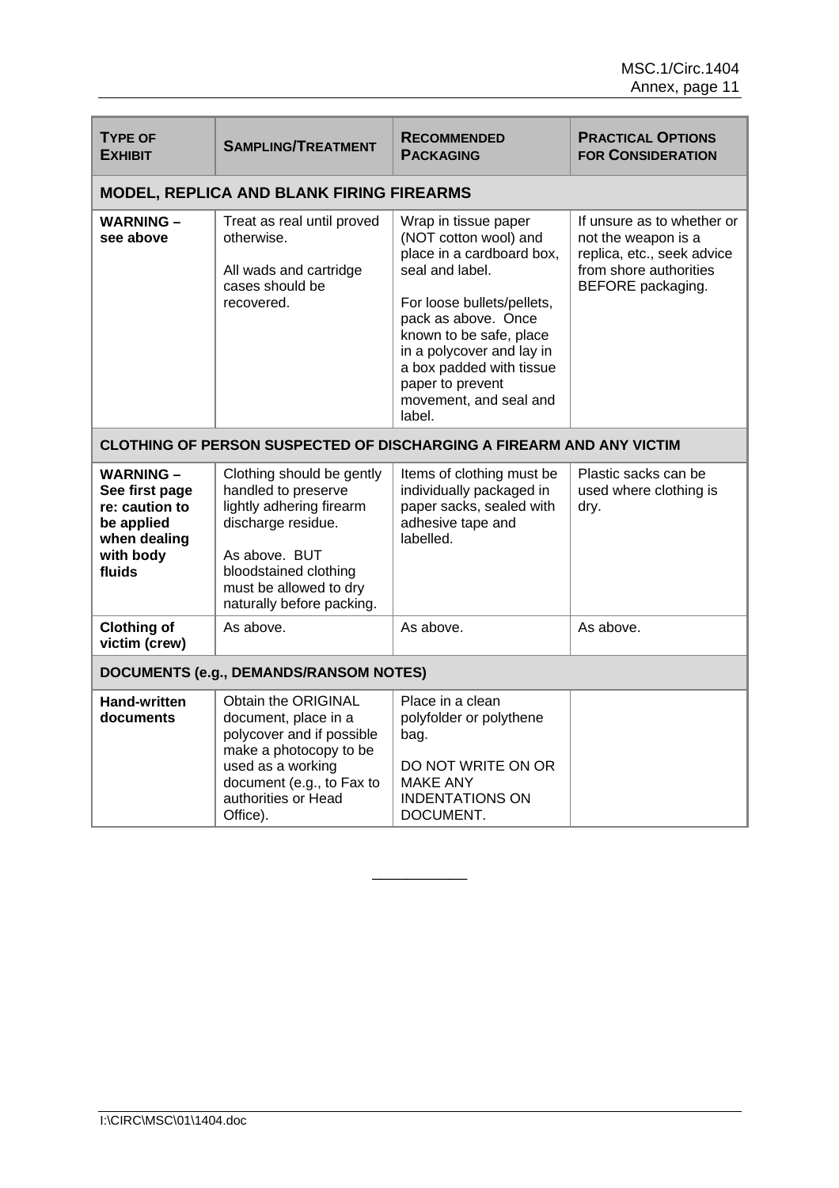| **TYPE OF EXHIBIT** | **SAMPLING/TREATMENT** | **RECOMMENDED PACKAGING** | **PRACTICAL OPTIONS FOR CONSIDERATION** |
|---|---|---|---|
| **MODEL, REPLICA AND BLANK FIRING FIREARMS** | | | |
| **WARNING – see above** | Treat as real until proved otherwise.<br><br>All wads and cartridge cases should be recovered. | Wrap in tissue paper (NOT cotton wool) and place in a cardboard box, seal and label.<br><br>For loose bullets/pellets, pack as above. Once known to be safe, place in a polycover and lay in a box padded with tissue paper to prevent movement, and seal and label. | If unsure as to whether or not the weapon is a replica, etc., seek advice from shore authorities BEFORE packaging. |
| **CLOTHING OF PERSON SUSPECTED OF DISCHARGING A FIREARM AND ANY VICTIM** | | | |
| **WARNING – See first page re: caution to be applied when dealing with body fluids** | Clothing should be gently handled to preserve lightly adhering firearm discharge residue.<br><br>As above. BUT bloodstained clothing must be allowed to dry naturally before packing. | Items of clothing must be individually packaged in paper sacks, sealed with adhesive tape and labelled. | Plastic sacks can be used where clothing is dry. |
| **Clothing of victim (crew)** | As above. | As above. | As above. |
| **DOCUMENTS (e.g., DEMANDS/RANSOM NOTES)** | | | |
| **Hand-written documents** | Obtain the ORIGINAL document, place in a polycover and if possible make a photocopy to be used as a working document (e.g., to Fax to authorities or Head Office). | Place in a clean polyfolder or polythene bag.<br><br>DO NOT WRITE ON OR MAKE ANY INDENTATIONS ON DOCUMENT. | |

___________